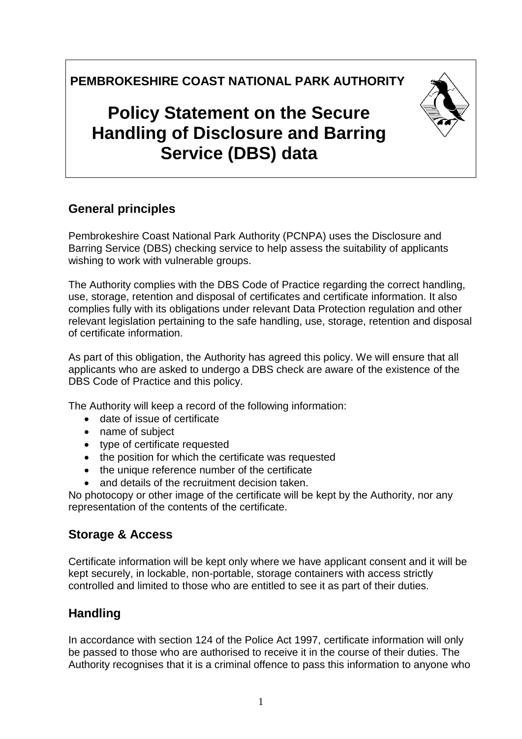**PEMBROKESHIRE COAST NATIONAL PARK AUTHORITY**

# Policy Statement on the Secure Handling of Disclosure and Barring Service (DBS) data

## General principles

Pembrokeshire Coast National Park Authority (PCNPA) uses the Disclosure and Barring Service (DBS) checking service to help assess the suitability of applicants wishing to work with vulnerable groups.

The Authority complies with the DBS Code of Practice regarding the correct handling, use, storage, retention and disposal of certificates and certificate information. It also complies fully with its obligations under relevant Data Protection regulation and other relevant legislation pertaining to the safe handling, use, storage, retention and disposal of certificate information.

As part of this obligation, the Authority has agreed this policy. We will ensure that all applicants who are asked to undergo a DBS check are aware of the existence of the DBS Code of Practice and this policy.

The Authority will keep a record of the following information:

- date of issue of certificate
- name of subject
- type of certificate requested
- the position for which the certificate was requested
- the unique reference number of the certificate
- and details of the recruitment decision taken.

No photocopy or other image of the certificate will be kept by the Authority, nor any representation of the contents of the certificate.

## Storage & Access

Certificate information will be kept only where we have applicant consent and it will be kept securely, in lockable, non-portable, storage containers with access strictly controlled and limited to those who are entitled to see it as part of their duties.

## Handling

In accordance with section 124 of the Police Act 1997, certificate information will only be passed to those who are authorised to receive it in the course of their duties. The Authority recognises that it is a criminal offence to pass this information to anyone who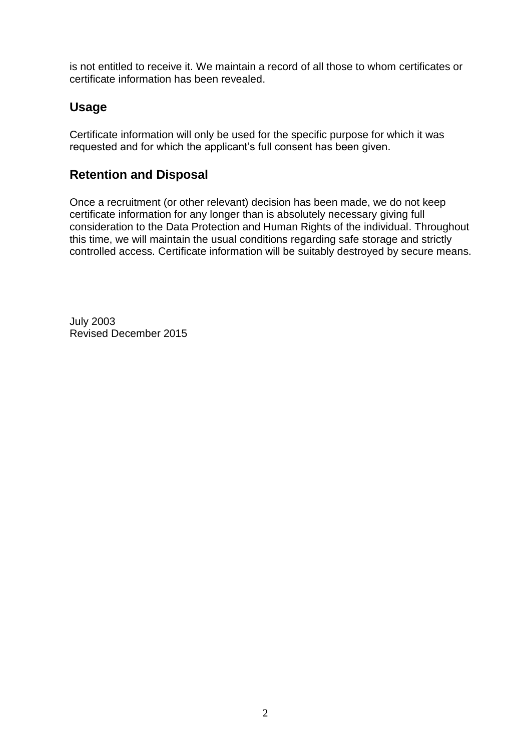is not entitled to receive it. We maintain a record of all those to whom certificates or certificate information has been revealed.

## Usage

Certificate information will only be used for the specific purpose for which it was requested and for which the applicant's full consent has been given.

## Retention and Disposal

Once a recruitment (or other relevant) decision has been made, we do not keep certificate information for any longer than is absolutely necessary giving full consideration to the Data Protection and Human Rights of the individual. Throughout this time, we will maintain the usual conditions regarding safe storage and strictly controlled access. Certificate information will be suitably destroyed by secure means.

July 2003
Revised December 2015